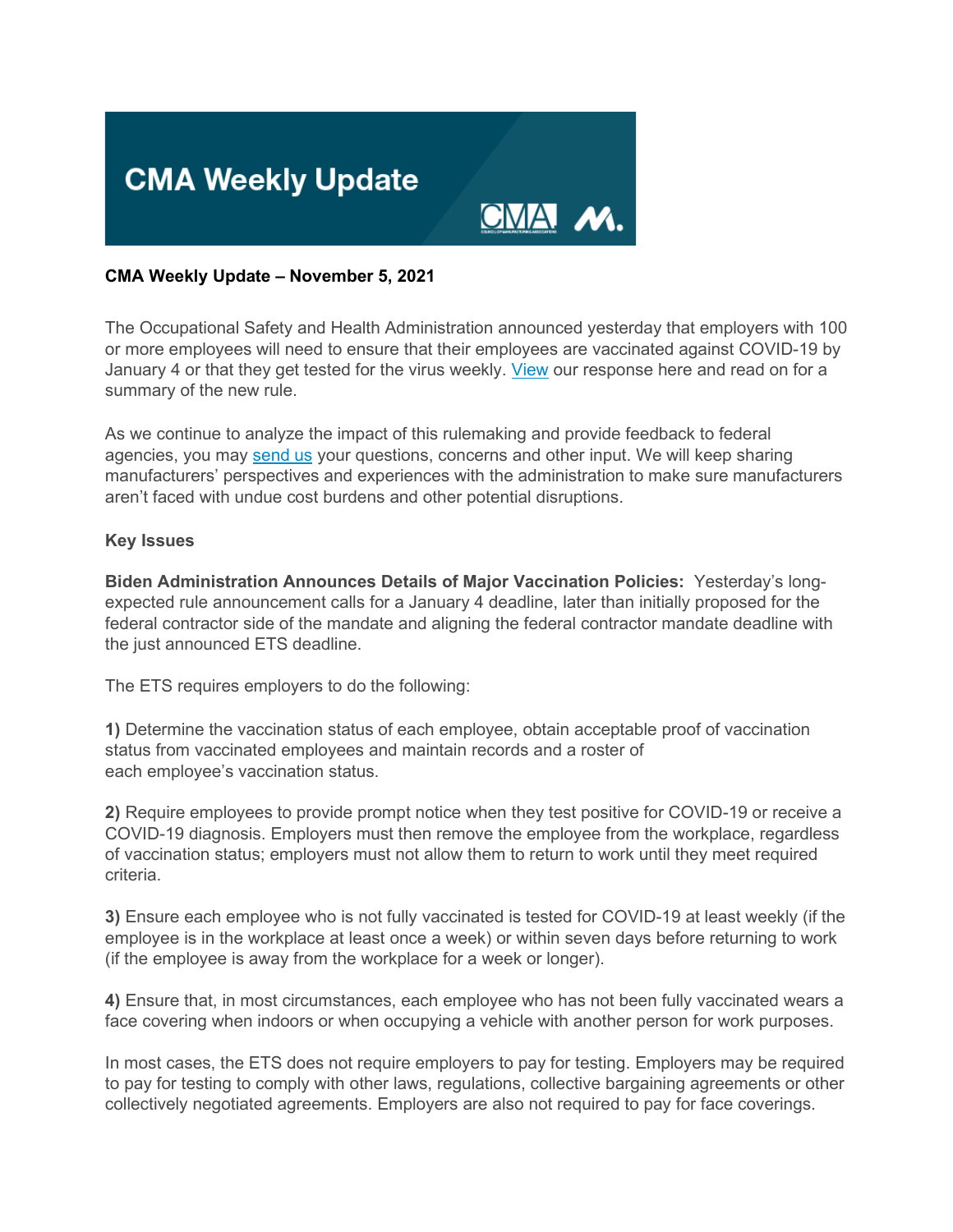# CMA Weekly Update

**CMA Weekly Update – November 5, 2021**

The Occupational Safety and Health Administration announced yesterday that employers with 100 or more employees will need to ensure that their employees are vaccinated against COVID-19 by January 4 or that they get tested for the virus weekly. [View](#) our response here and read on for a summary of the new rule.

As we continue to analyze the impact of this rulemaking and provide feedback to federal agencies, you may [send us](#) your questions, concerns and other input. We will keep sharing manufacturers' perspectives and experiences with the administration to make sure manufacturers aren't faced with undue cost burdens and other potential disruptions.

**Key Issues**

**Biden Administration Announces Details of Major Vaccination Policies:** Yesterday's long-expected rule announcement calls for a January 4 deadline, later than initially proposed for the federal contractor side of the mandate and aligning the federal contractor mandate deadline with the just announced ETS deadline.

The ETS requires employers to do the following:

**1)** Determine the vaccination status of each employee, obtain acceptable proof of vaccination status from vaccinated employees and maintain records and a roster of each employee's vaccination status.

**2)** Require employees to provide prompt notice when they test positive for COVID-19 or receive a COVID-19 diagnosis. Employers must then remove the employee from the workplace, regardless of vaccination status; employers must not allow them to return to work until they meet required criteria.

**3)** Ensure each employee who is not fully vaccinated is tested for COVID-19 at least weekly (if the employee is in the workplace at least once a week) or within seven days before returning to work (if the employee is away from the workplace for a week or longer).

**4)** Ensure that, in most circumstances, each employee who has not been fully vaccinated wears a face covering when indoors or when occupying a vehicle with another person for work purposes.

In most cases, the ETS does not require employers to pay for testing. Employers may be required to pay for testing to comply with other laws, regulations, collective bargaining agreements or other collectively negotiated agreements. Employers are also not required to pay for face coverings.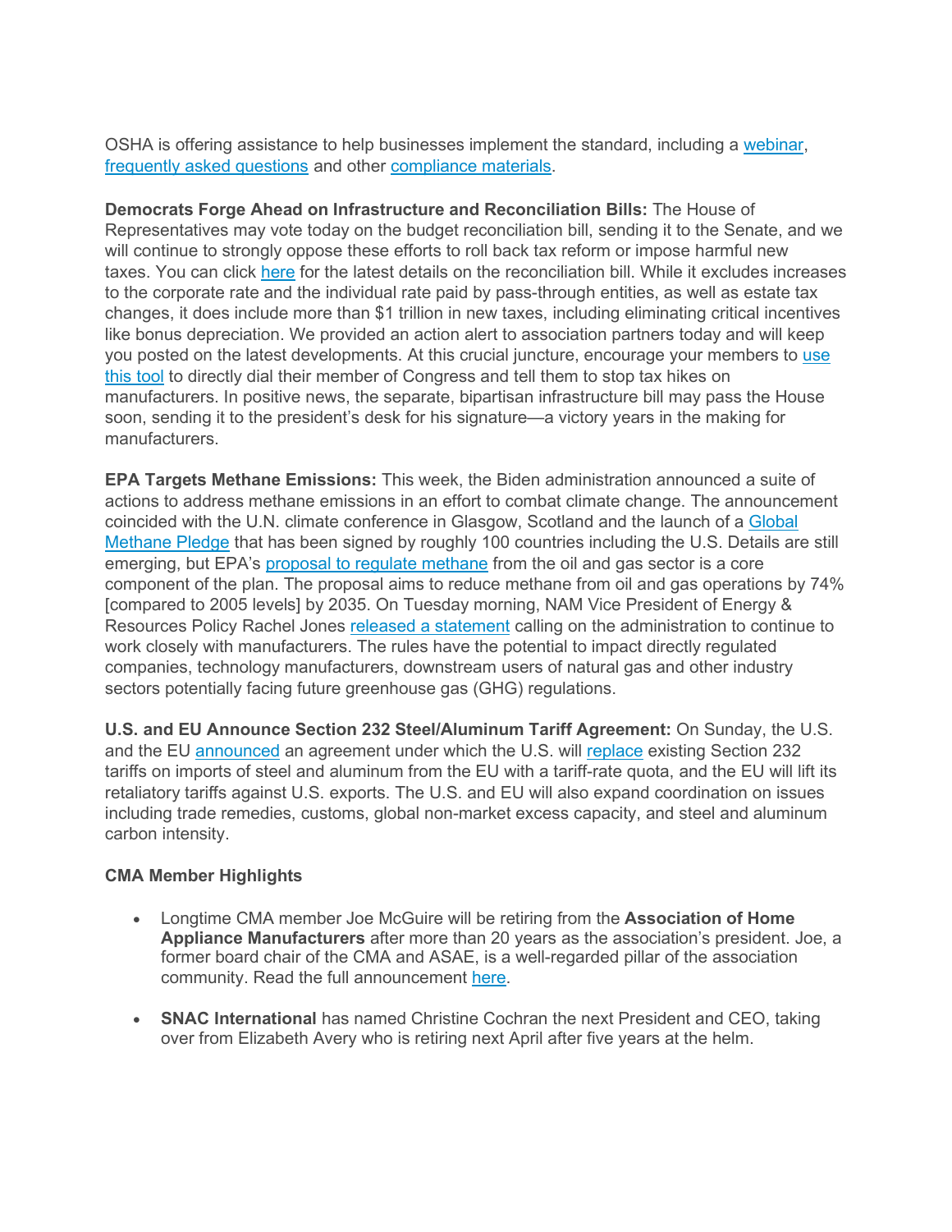OSHA is offering assistance to help businesses implement the standard, including a webinar, frequently asked questions and other compliance materials.

**Democrats Forge Ahead on Infrastructure and Reconciliation Bills:** The House of Representatives may vote today on the budget reconciliation bill, sending it to the Senate, and we will continue to strongly oppose these efforts to roll back tax reform or impose harmful new taxes. You can click here for the latest details on the reconciliation bill. While it excludes increases to the corporate rate and the individual rate paid by pass-through entities, as well as estate tax changes, it does include more than $1 trillion in new taxes, including eliminating critical incentives like bonus depreciation. We provided an action alert to association partners today and will keep you posted on the latest developments. At this crucial juncture, encourage your members to use this tool to directly dial their member of Congress and tell them to stop tax hikes on manufacturers. In positive news, the separate, bipartisan infrastructure bill may pass the House soon, sending it to the president's desk for his signature—a victory years in the making for manufacturers.

**EPA Targets Methane Emissions:** This week, the Biden administration announced a suite of actions to address methane emissions in an effort to combat climate change. The announcement coincided with the U.N. climate conference in Glasgow, Scotland and the launch of a Global Methane Pledge that has been signed by roughly 100 countries including the U.S. Details are still emerging, but EPA's proposal to regulate methane from the oil and gas sector is a core component of the plan. The proposal aims to reduce methane from oil and gas operations by 74% [compared to 2005 levels] by 2035. On Tuesday morning, NAM Vice President of Energy & Resources Policy Rachel Jones released a statement calling on the administration to continue to work closely with manufacturers. The rules have the potential to impact directly regulated companies, technology manufacturers, downstream users of natural gas and other industry sectors potentially facing future greenhouse gas (GHG) regulations.

**U.S. and EU Announce Section 232 Steel/Aluminum Tariff Agreement:** On Sunday, the U.S. and the EU announced an agreement under which the U.S. will replace existing Section 232 tariffs on imports of steel and aluminum from the EU with a tariff-rate quota, and the EU will lift its retaliatory tariffs against U.S. exports. The U.S. and EU will also expand coordination on issues including trade remedies, customs, global non-market excess capacity, and steel and aluminum carbon intensity.

**CMA Member Highlights**

- Longtime CMA member Joe McGuire will be retiring from the **Association of Home Appliance Manufacturers** after more than 20 years as the association's president. Joe, a former board chair of the CMA and ASAE, is a well-regarded pillar of the association community. Read the full announcement here.
- **SNAC International** has named Christine Cochran the next President and CEO, taking over from Elizabeth Avery who is retiring next April after five years at the helm.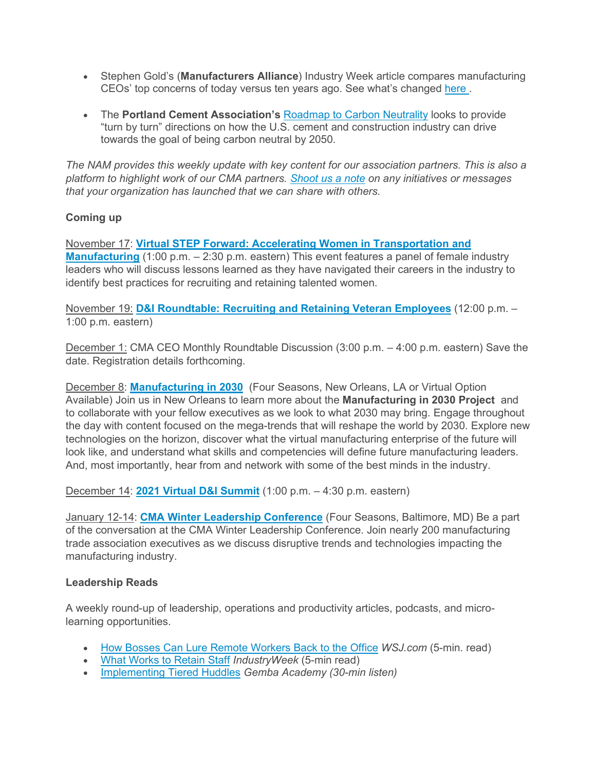- Stephen Gold's (**Manufacturers Alliance**) Industry Week article compares manufacturing CEOs' top concerns of today versus ten years ago. See what's changed here .

- The **Portland Cement Association's** Roadmap to Carbon Neutrality looks to provide "turn by turn" directions on how the U.S. cement and construction industry can drive towards the goal of being carbon neutral by 2050.

*The NAM provides this weekly update with key content for our association partners. This is also a platform to highlight work of our CMA partners. Shoot us a note on any initiatives or messages that your organization has launched that we can share with others.*

**Coming up**

November 17: **Virtual STEP Forward: Accelerating Women in Transportation and Manufacturing** (1:00 p.m. – 2:30 p.m. eastern) This event features a panel of female industry leaders who will discuss lessons learned as they have navigated their careers in the industry to identify best practices for recruiting and retaining talented women.

November 19: **D&I Roundtable: Recruiting and Retaining Veteran Employees** (12:00 p.m. – 1:00 p.m. eastern)

December 1: CMA CEO Monthly Roundtable Discussion (3:00 p.m. – 4:00 p.m. eastern) Save the date. Registration details forthcoming.

December 8: **Manufacturing in 2030** (Four Seasons, New Orleans, LA or Virtual Option Available) Join us in New Orleans to learn more about the **Manufacturing in 2030 Project** and to collaborate with your fellow executives as we look to what 2030 may bring. Engage throughout the day with content focused on the mega-trends that will reshape the world by 2030. Explore new technologies on the horizon, discover what the virtual manufacturing enterprise of the future will look like, and understand what skills and competencies will define future manufacturing leaders. And, most importantly, hear from and network with some of the best minds in the industry.

December 14: **2021 Virtual D&I Summit** (1:00 p.m. – 4:30 p.m. eastern)

January 12-14: **CMA Winter Leadership Conference** (Four Seasons, Baltimore, MD) Be a part of the conversation at the CMA Winter Leadership Conference. Join nearly 200 manufacturing trade association executives as we discuss disruptive trends and technologies impacting the manufacturing industry.

**Leadership Reads**

A weekly round-up of leadership, operations and productivity articles, podcasts, and micro-learning opportunities.

- How Bosses Can Lure Remote Workers Back to the Office *WSJ.com* (5-min. read)
- What Works to Retain Staff *IndustryWeek* (5-min read)
- Implementing Tiered Huddles *Gemba Academy (30-min listen)*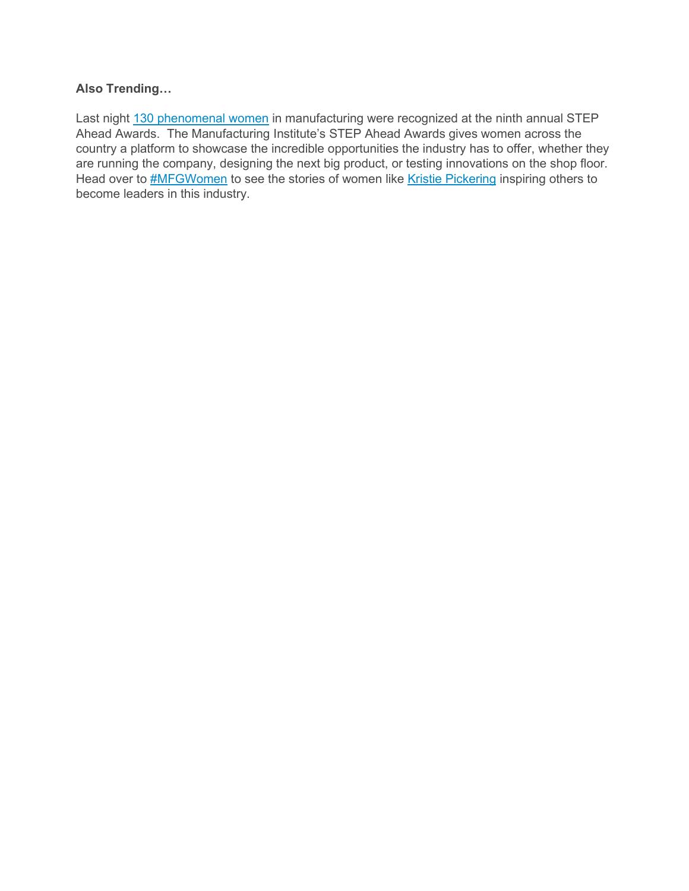**Also Trending…**

Last night 130 phenomenal women in manufacturing were recognized at the ninth annual STEP Ahead Awards.  The Manufacturing Institute's STEP Ahead Awards gives women across the country a platform to showcase the incredible opportunities the industry has to offer, whether they are running the company, designing the next big product, or testing innovations on the shop floor. Head over to #MFGWomen to see the stories of women like Kristie Pickering inspiring others to become leaders in this industry.